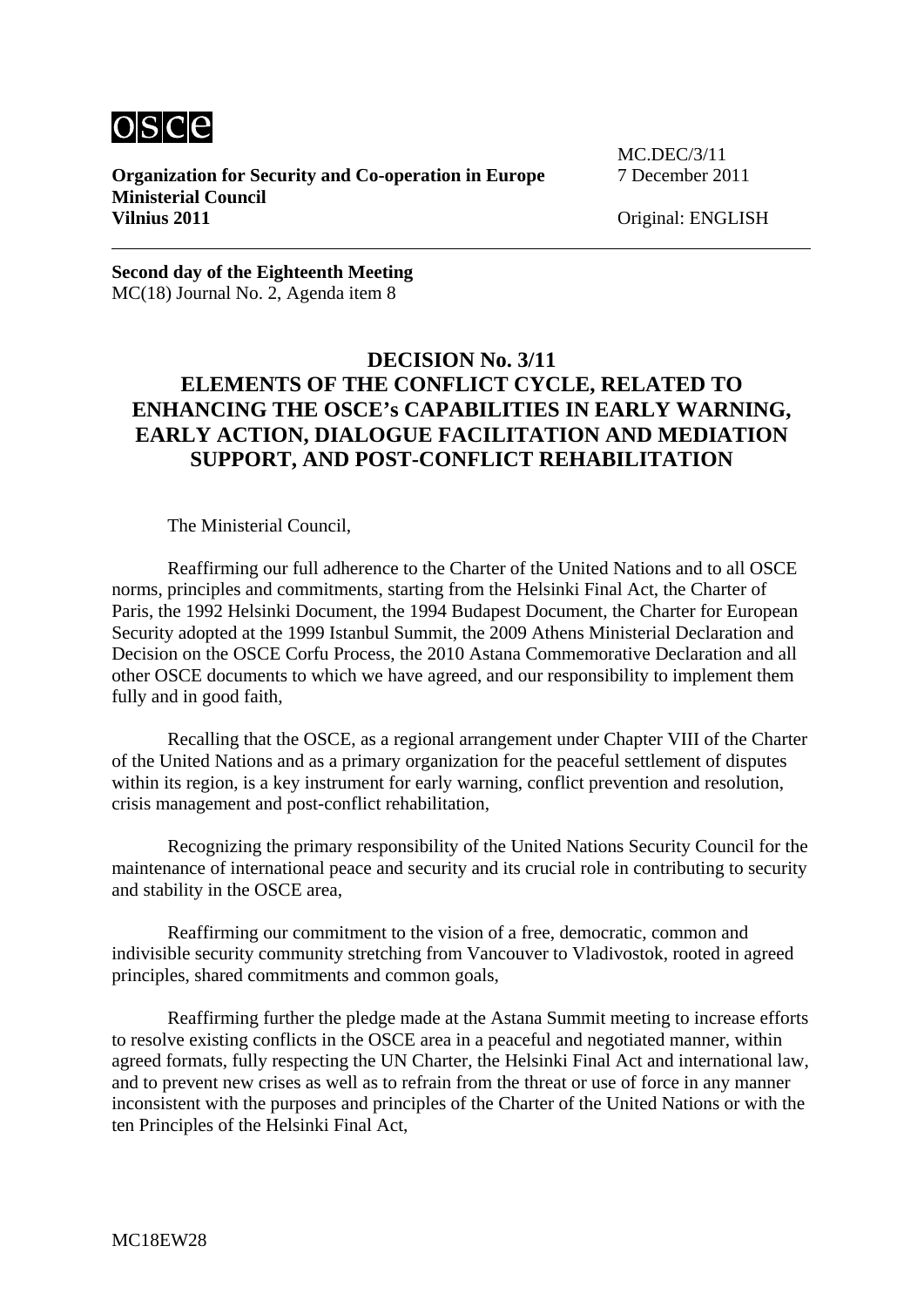**Organization for Security and Co-operation in Europe**
**Ministerial Council**
**Vilnius 2011**

MC.DEC/3/11
7 December 2011

Original: ENGLISH

**Second day of the Eighteenth Meeting**
MC(18) Journal No. 2, Agenda item 8

## DECISION No. 3/11
## ELEMENTS OF THE CONFLICT CYCLE, RELATED TO ENHANCING THE OSCE's CAPABILITIES IN EARLY WARNING, EARLY ACTION, DIALOGUE FACILITATION AND MEDIATION SUPPORT, AND POST-CONFLICT REHABILITATION

The Ministerial Council,

Reaffirming our full adherence to the Charter of the United Nations and to all OSCE norms, principles and commitments, starting from the Helsinki Final Act, the Charter of Paris, the 1992 Helsinki Document, the 1994 Budapest Document, the Charter for European Security adopted at the 1999 Istanbul Summit, the 2009 Athens Ministerial Declaration and Decision on the OSCE Corfu Process, the 2010 Astana Commemorative Declaration and all other OSCE documents to which we have agreed, and our responsibility to implement them fully and in good faith,

Recalling that the OSCE, as a regional arrangement under Chapter VIII of the Charter of the United Nations and as a primary organization for the peaceful settlement of disputes within its region, is a key instrument for early warning, conflict prevention and resolution, crisis management and post-conflict rehabilitation,

Recognizing the primary responsibility of the United Nations Security Council for the maintenance of international peace and security and its crucial role in contributing to security and stability in the OSCE area,

Reaffirming our commitment to the vision of a free, democratic, common and indivisible security community stretching from Vancouver to Vladivostok, rooted in agreed principles, shared commitments and common goals,

Reaffirming further the pledge made at the Astana Summit meeting to increase efforts to resolve existing conflicts in the OSCE area in a peaceful and negotiated manner, within agreed formats, fully respecting the UN Charter, the Helsinki Final Act and international law, and to prevent new crises as well as to refrain from the threat or use of force in any manner inconsistent with the purposes and principles of the Charter of the United Nations or with the ten Principles of the Helsinki Final Act,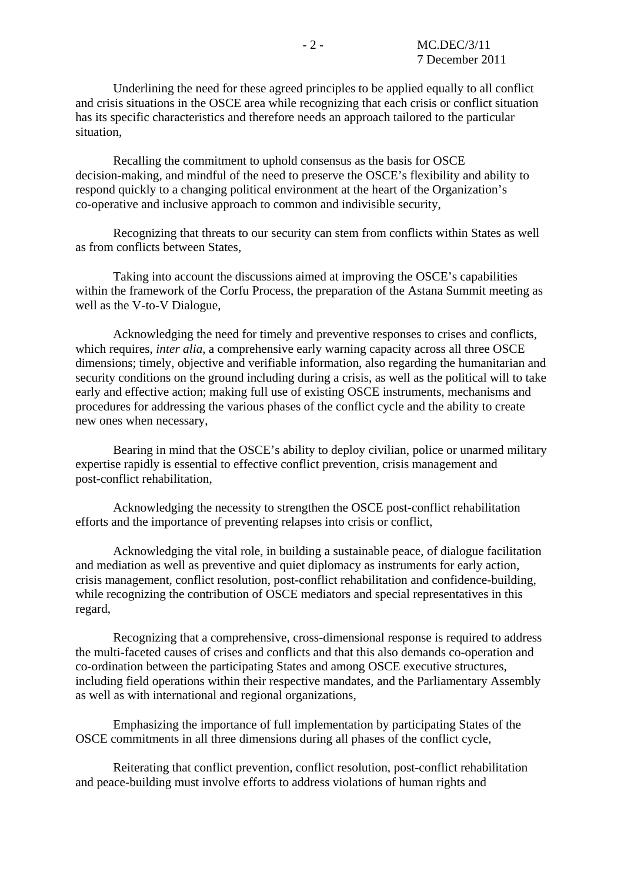Underlining the need for these agreed principles to be applied equally to all conflict and crisis situations in the OSCE area while recognizing that each crisis or conflict situation has its specific characteristics and therefore needs an approach tailored to the particular situation,

Recalling the commitment to uphold consensus as the basis for OSCE decision-making, and mindful of the need to preserve the OSCE's flexibility and ability to respond quickly to a changing political environment at the heart of the Organization's co-operative and inclusive approach to common and indivisible security,

Recognizing that threats to our security can stem from conflicts within States as well as from conflicts between States,

Taking into account the discussions aimed at improving the OSCE's capabilities within the framework of the Corfu Process, the preparation of the Astana Summit meeting as well as the V-to-V Dialogue,

Acknowledging the need for timely and preventive responses to crises and conflicts, which requires, *inter alia*, a comprehensive early warning capacity across all three OSCE dimensions; timely, objective and verifiable information, also regarding the humanitarian and security conditions on the ground including during a crisis, as well as the political will to take early and effective action; making full use of existing OSCE instruments, mechanisms and procedures for addressing the various phases of the conflict cycle and the ability to create new ones when necessary,

Bearing in mind that the OSCE's ability to deploy civilian, police or unarmed military expertise rapidly is essential to effective conflict prevention, crisis management and post-conflict rehabilitation,

Acknowledging the necessity to strengthen the OSCE post-conflict rehabilitation efforts and the importance of preventing relapses into crisis or conflict,

Acknowledging the vital role, in building a sustainable peace, of dialogue facilitation and mediation as well as preventive and quiet diplomacy as instruments for early action, crisis management, conflict resolution, post-conflict rehabilitation and confidence-building, while recognizing the contribution of OSCE mediators and special representatives in this regard,

Recognizing that a comprehensive, cross-dimensional response is required to address the multi-faceted causes of crises and conflicts and that this also demands co-operation and co-ordination between the participating States and among OSCE executive structures, including field operations within their respective mandates, and the Parliamentary Assembly as well as with international and regional organizations,

Emphasizing the importance of full implementation by participating States of the OSCE commitments in all three dimensions during all phases of the conflict cycle,

Reiterating that conflict prevention, conflict resolution, post-conflict rehabilitation and peace-building must involve efforts to address violations of human rights and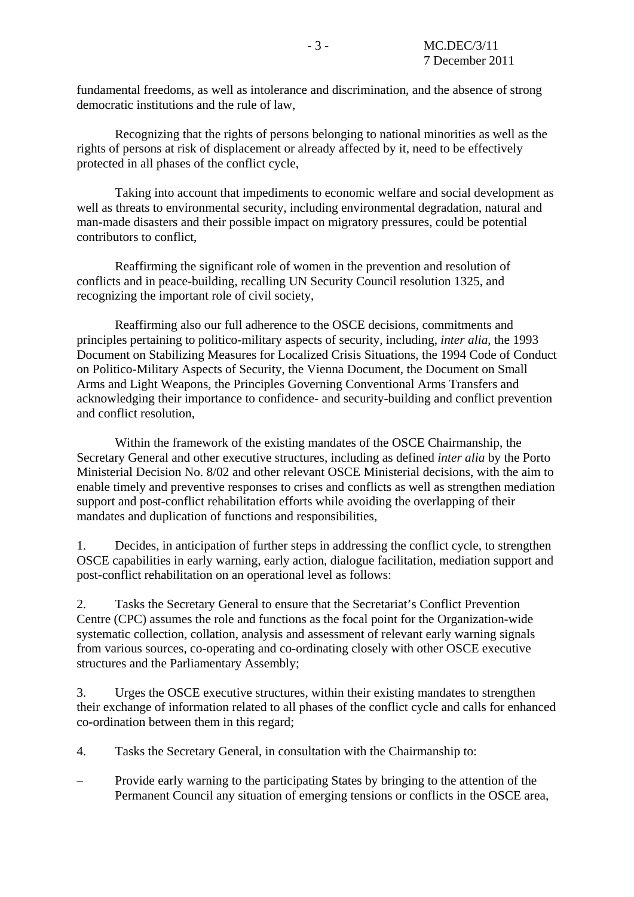fundamental freedoms, as well as intolerance and discrimination, and the absence of strong democratic institutions and the rule of law,

Recognizing that the rights of persons belonging to national minorities as well as the rights of persons at risk of displacement or already affected by it, need to be effectively protected in all phases of the conflict cycle,

Taking into account that impediments to economic welfare and social development as well as threats to environmental security, including environmental degradation, natural and man-made disasters and their possible impact on migratory pressures, could be potential contributors to conflict,

Reaffirming the significant role of women in the prevention and resolution of conflicts and in peace-building, recalling UN Security Council resolution 1325, and recognizing the important role of civil society,

Reaffirming also our full adherence to the OSCE decisions, commitments and principles pertaining to politico-military aspects of security, including, *inter alia*, the 1993 Document on Stabilizing Measures for Localized Crisis Situations, the 1994 Code of Conduct on Politico-Military Aspects of Security, the Vienna Document, the Document on Small Arms and Light Weapons, the Principles Governing Conventional Arms Transfers and acknowledging their importance to confidence- and security-building and conflict prevention and conflict resolution,

Within the framework of the existing mandates of the OSCE Chairmanship, the Secretary General and other executive structures, including as defined *inter alia* by the Porto Ministerial Decision No. 8/02 and other relevant OSCE Ministerial decisions, with the aim to enable timely and preventive responses to crises and conflicts as well as strengthen mediation support and post-conflict rehabilitation efforts while avoiding the overlapping of their mandates and duplication of functions and responsibilities,

1. Decides, in anticipation of further steps in addressing the conflict cycle, to strengthen OSCE capabilities in early warning, early action, dialogue facilitation, mediation support and post-conflict rehabilitation on an operational level as follows:

2. Tasks the Secretary General to ensure that the Secretariat's Conflict Prevention Centre (CPC) assumes the role and functions as the focal point for the Organization-wide systematic collection, collation, analysis and assessment of relevant early warning signals from various sources, co-operating and co-ordinating closely with other OSCE executive structures and the Parliamentary Assembly;

3. Urges the OSCE executive structures, within their existing mandates to strengthen their exchange of information related to all phases of the conflict cycle and calls for enhanced co-ordination between them in this regard;

4. Tasks the Secretary General, in consultation with the Chairmanship to:

– Provide early warning to the participating States by bringing to the attention of the Permanent Council any situation of emerging tensions or conflicts in the OSCE area,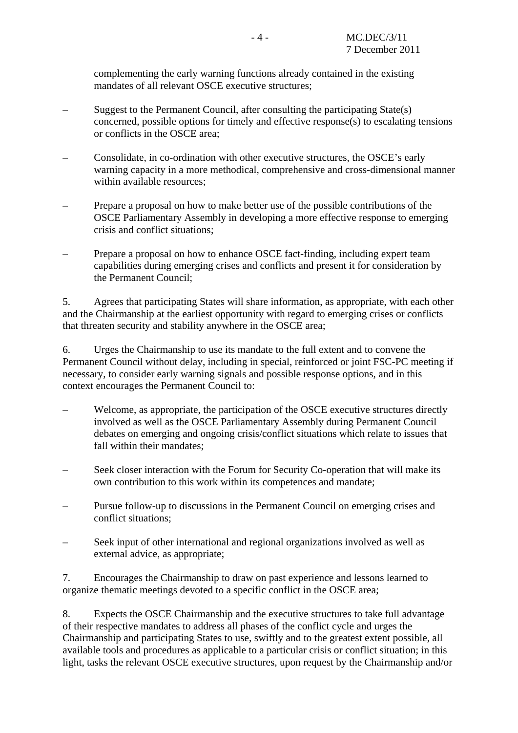complementing the early warning functions already contained in the existing mandates of all relevant OSCE executive structures;

- Suggest to the Permanent Council, after consulting the participating State(s) concerned, possible options for timely and effective response(s) to escalating tensions or conflicts in the OSCE area;

- Consolidate, in co-ordination with other executive structures, the OSCE's early warning capacity in a more methodical, comprehensive and cross-dimensional manner within available resources;

- Prepare a proposal on how to make better use of the possible contributions of the OSCE Parliamentary Assembly in developing a more effective response to emerging crisis and conflict situations;

- Prepare a proposal on how to enhance OSCE fact-finding, including expert team capabilities during emerging crises and conflicts and present it for consideration by the Permanent Council;

5. Agrees that participating States will share information, as appropriate, with each other and the Chairmanship at the earliest opportunity with regard to emerging crises or conflicts that threaten security and stability anywhere in the OSCE area;

6. Urges the Chairmanship to use its mandate to the full extent and to convene the Permanent Council without delay, including in special, reinforced or joint FSC-PC meeting if necessary, to consider early warning signals and possible response options, and in this context encourages the Permanent Council to:

- Welcome, as appropriate, the participation of the OSCE executive structures directly involved as well as the OSCE Parliamentary Assembly during Permanent Council debates on emerging and ongoing crisis/conflict situations which relate to issues that fall within their mandates;

- Seek closer interaction with the Forum for Security Co-operation that will make its own contribution to this work within its competences and mandate;

- Pursue follow-up to discussions in the Permanent Council on emerging crises and conflict situations;

- Seek input of other international and regional organizations involved as well as external advice, as appropriate;

7. Encourages the Chairmanship to draw on past experience and lessons learned to organize thematic meetings devoted to a specific conflict in the OSCE area;

8. Expects the OSCE Chairmanship and the executive structures to take full advantage of their respective mandates to address all phases of the conflict cycle and urges the Chairmanship and participating States to use, swiftly and to the greatest extent possible, all available tools and procedures as applicable to a particular crisis or conflict situation; in this light, tasks the relevant OSCE executive structures, upon request by the Chairmanship and/or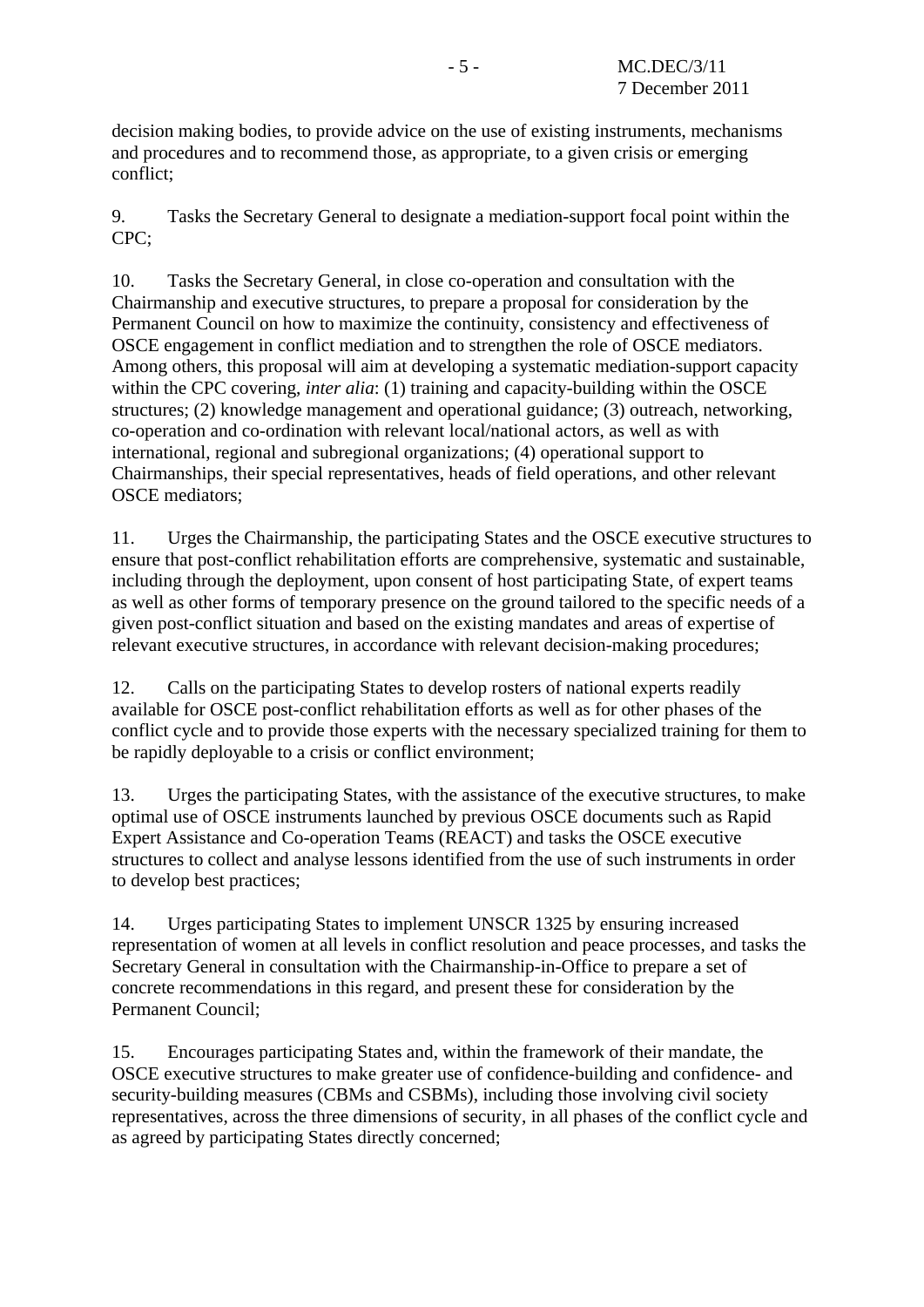decision making bodies, to provide advice on the use of existing instruments, mechanisms and procedures and to recommend those, as appropriate, to a given crisis or emerging conflict;

9. Tasks the Secretary General to designate a mediation-support focal point within the CPC;

10. Tasks the Secretary General, in close co-operation and consultation with the Chairmanship and executive structures, to prepare a proposal for consideration by the Permanent Council on how to maximize the continuity, consistency and effectiveness of OSCE engagement in conflict mediation and to strengthen the role of OSCE mediators. Among others, this proposal will aim at developing a systematic mediation-support capacity within the CPC covering, *inter alia*: (1) training and capacity-building within the OSCE structures; (2) knowledge management and operational guidance; (3) outreach, networking, co-operation and co-ordination with relevant local/national actors, as well as with international, regional and subregional organizations; (4) operational support to Chairmanships, their special representatives, heads of field operations, and other relevant OSCE mediators;

11. Urges the Chairmanship, the participating States and the OSCE executive structures to ensure that post-conflict rehabilitation efforts are comprehensive, systematic and sustainable, including through the deployment, upon consent of host participating State, of expert teams as well as other forms of temporary presence on the ground tailored to the specific needs of a given post-conflict situation and based on the existing mandates and areas of expertise of relevant executive structures, in accordance with relevant decision-making procedures;

12. Calls on the participating States to develop rosters of national experts readily available for OSCE post-conflict rehabilitation efforts as well as for other phases of the conflict cycle and to provide those experts with the necessary specialized training for them to be rapidly deployable to a crisis or conflict environment;

13. Urges the participating States, with the assistance of the executive structures, to make optimal use of OSCE instruments launched by previous OSCE documents such as Rapid Expert Assistance and Co-operation Teams (REACT) and tasks the OSCE executive structures to collect and analyse lessons identified from the use of such instruments in order to develop best practices;

14. Urges participating States to implement UNSCR 1325 by ensuring increased representation of women at all levels in conflict resolution and peace processes, and tasks the Secretary General in consultation with the Chairmanship-in-Office to prepare a set of concrete recommendations in this regard, and present these for consideration by the Permanent Council;

15. Encourages participating States and, within the framework of their mandate, the OSCE executive structures to make greater use of confidence-building and confidence- and security-building measures (CBMs and CSBMs), including those involving civil society representatives, across the three dimensions of security, in all phases of the conflict cycle and as agreed by participating States directly concerned;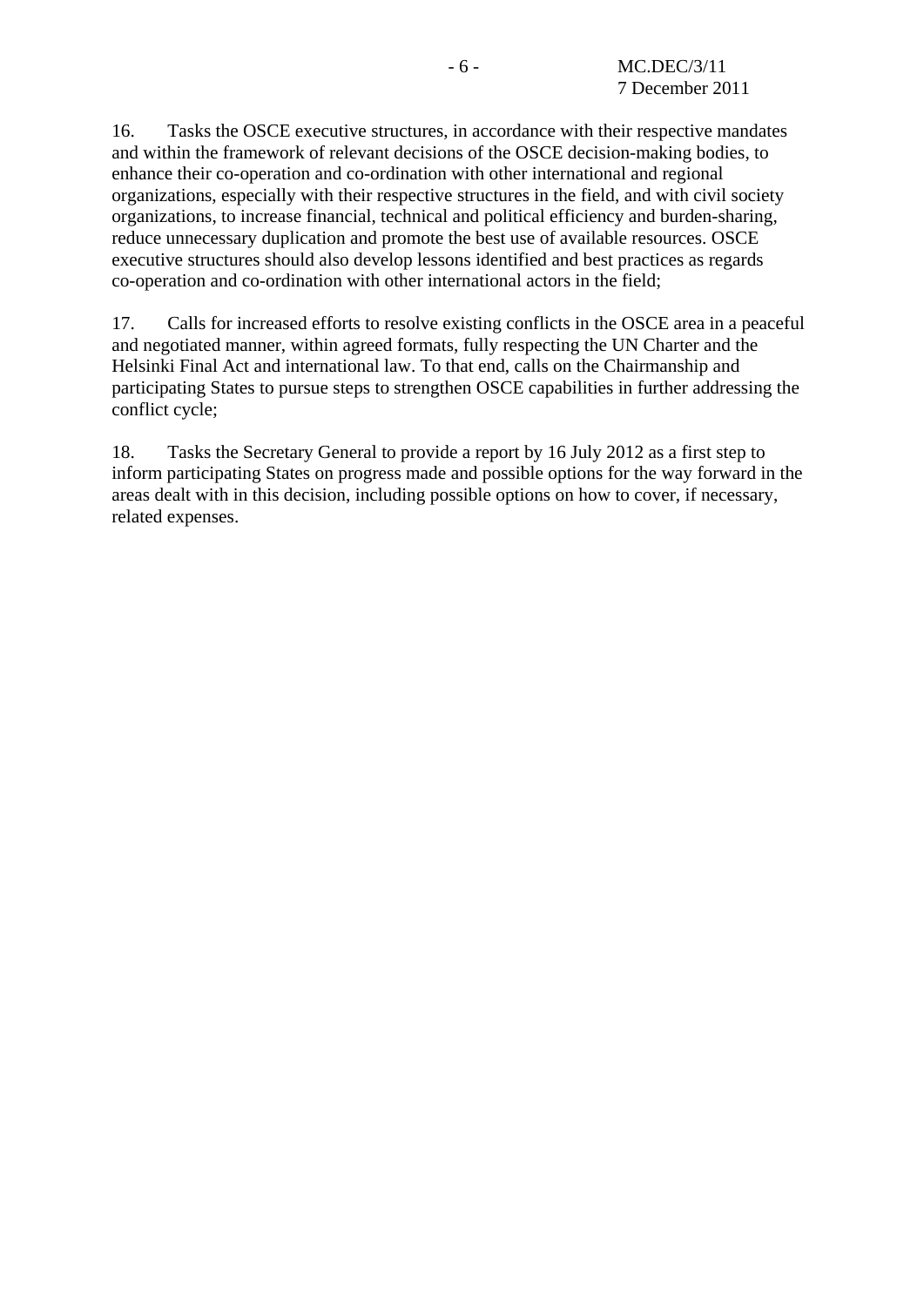16. Tasks the OSCE executive structures, in accordance with their respective mandates and within the framework of relevant decisions of the OSCE decision-making bodies, to enhance their co-operation and co-ordination with other international and regional organizations, especially with their respective structures in the field, and with civil society organizations, to increase financial, technical and political efficiency and burden-sharing, reduce unnecessary duplication and promote the best use of available resources. OSCE executive structures should also develop lessons identified and best practices as regards co-operation and co-ordination with other international actors in the field;

17. Calls for increased efforts to resolve existing conflicts in the OSCE area in a peaceful and negotiated manner, within agreed formats, fully respecting the UN Charter and the Helsinki Final Act and international law. To that end, calls on the Chairmanship and participating States to pursue steps to strengthen OSCE capabilities in further addressing the conflict cycle;

18. Tasks the Secretary General to provide a report by 16 July 2012 as a first step to inform participating States on progress made and possible options for the way forward in the areas dealt with in this decision, including possible options on how to cover, if necessary, related expenses.